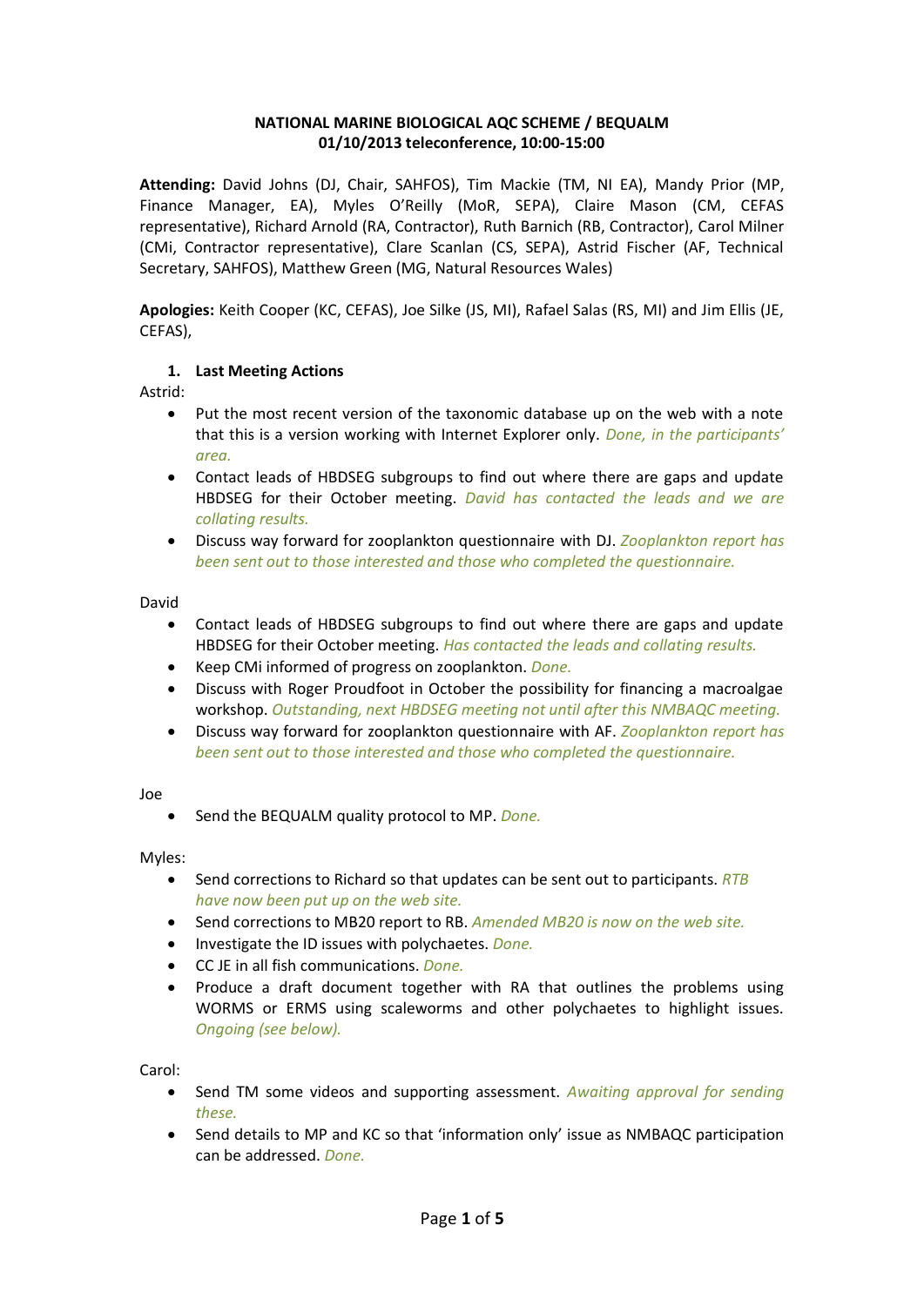**NATIONAL MARINE BIOLOGICAL AQC SCHEME / BEQUALM**
**01/10/2013 teleconference, 10:00-15:00**

**Attending:** David Johns (DJ, Chair, SAHFOS), Tim Mackie (TM, NI EA), Mandy Prior (MP, Finance Manager, EA), Myles O'Reilly (MoR, SEPA), Claire Mason (CM, CEFAS representative), Richard Arnold (RA, Contractor), Ruth Barnich (RB, Contractor), Carol Milner (CMi, Contractor representative), Clare Scanlan (CS, SEPA), Astrid Fischer (AF, Technical Secretary, SAHFOS), Matthew Green (MG, Natural Resources Wales)

**Apologies:** Keith Cooper (KC, CEFAS), Joe Silke (JS, MI), Rafael Salas (RS, MI) and Jim Ellis (JE, CEFAS),

1. **Last Meeting Actions**

Astrid:

- Put the most recent version of the taxonomic database up on the web with a note that this is a version working with Internet Explorer only. *Done, in the participants' area.*
- Contact leads of HBDSEG subgroups to find out where there are gaps and update HBDSEG for their October meeting. *David has contacted the leads and we are collating results.*
- Discuss way forward for zooplankton questionnaire with DJ. *Zooplankton report has been sent out to those interested and those who completed the questionnaire.*

David

- Contact leads of HBDSEG subgroups to find out where there are gaps and update HBDSEG for their October meeting. *Has contacted the leads and collating results.*
- Keep CMi informed of progress on zooplankton. *Done.*
- Discuss with Roger Proudfoot in October the possibility for financing a macroalgae workshop. *Outstanding, next HBDSEG meeting not until after this NMBAQC meeting.*
- Discuss way forward for zooplankton questionnaire with AF. *Zooplankton report has been sent out to those interested and those who completed the questionnaire.*

Joe

- Send the BEQUALM quality protocol to MP. *Done.*

Myles:

- Send corrections to Richard so that updates can be sent out to participants. *RTB have now been put up on the web site.*
- Send corrections to MB20 report to RB. *Amended MB20 is now on the web site.*
- Investigate the ID issues with polychaetes. *Done.*
- CC JE in all fish communications. *Done.*
- Produce a draft document together with RA that outlines the problems using WORMS or ERMS using scaleworms and other polychaetes to highlight issues. *Ongoing (see below).*

Carol:

- Send TM some videos and supporting assessment. *Awaiting approval for sending these.*
- Send details to MP and KC so that 'information only' issue as NMBAQC participation can be addressed. *Done.*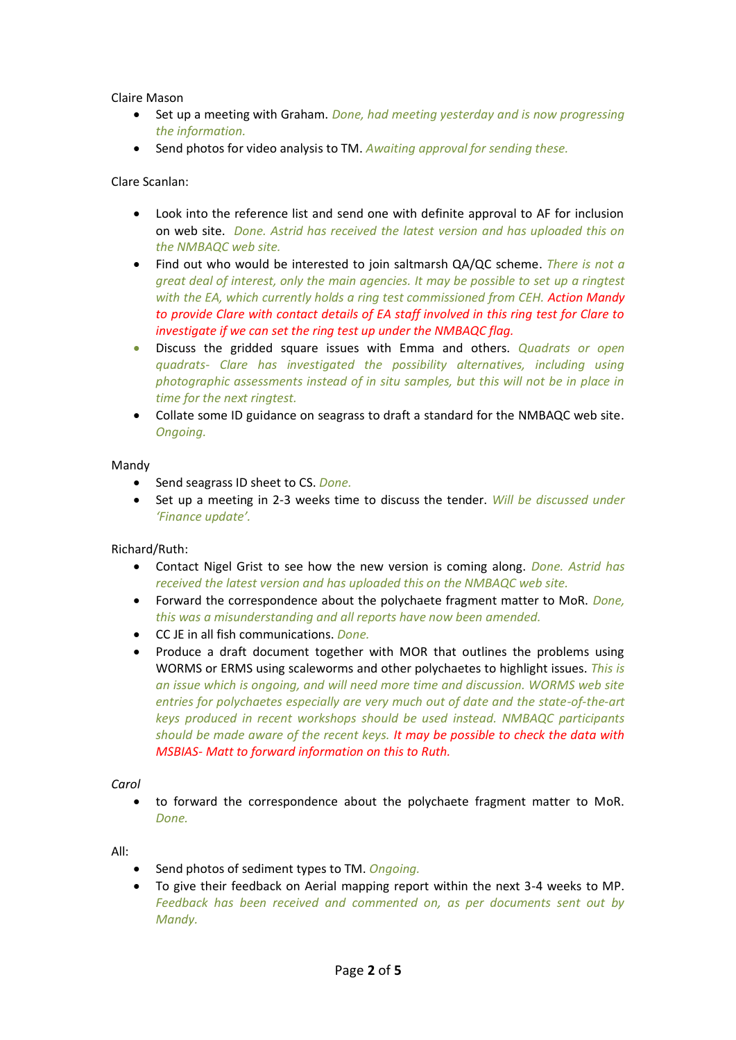Claire Mason

- Set up a meeting with Graham. *Done, had meeting yesterday and is now progressing the information.*
- Send photos for video analysis to TM. *Awaiting approval for sending these.*

Clare Scanlan:

- Look into the reference list and send one with definite approval to AF for inclusion on web site. *Done. Astrid has received the latest version and has uploaded this on the NMBAQC web site.*
- Find out who would be interested to join saltmarsh QA/QC scheme. *There is not a great deal of interest, only the main agencies. It may be possible to set up a ringtest with the EA, which currently holds a ring test commissioned from CEH.* Action Mandy *to provide Clare with contact details of EA staff involved in this ring test for Clare to investigate if we can set the ring test up under the NMBAQC flag.*
- Discuss the gridded square issues with Emma and others. *Quadrats or open quadrats- Clare has investigated the possibility alternatives, including using photographic assessments instead of in situ samples, but this will not be in place in time for the next ringtest.*
- Collate some ID guidance on seagrass to draft a standard for the NMBAQC web site. *Ongoing.*

Mandy

- Send seagrass ID sheet to CS. *Done.*
- Set up a meeting in 2-3 weeks time to discuss the tender. *Will be discussed under 'Finance update'.*

Richard/Ruth:

- Contact Nigel Grist to see how the new version is coming along. *Done. Astrid has received the latest version and has uploaded this on the NMBAQC web site.*
- Forward the correspondence about the polychaete fragment matter to MoR. *Done, this was a misunderstanding and all reports have now been amended.*
- CC JE in all fish communications. *Done.*
- Produce a draft document together with MOR that outlines the problems using WORMS or ERMS using scaleworms and other polychaetes to highlight issues. *This is an issue which is ongoing, and will need more time and discussion. WORMS web site entries for polychaetes especially are very much out of date and the state-of-the-art keys produced in recent workshops should be used instead. NMBAQC participants should be made aware of the recent keys. It may be possible to check the data with MSBIAS- Matt to forward information on this to Ruth.*

*Carol*

- to forward the correspondence about the polychaete fragment matter to MoR. *Done.*

All:

- Send photos of sediment types to TM. *Ongoing.*
- To give their feedback on Aerial mapping report within the next 3-4 weeks to MP. *Feedback has been received and commented on, as per documents sent out by Mandy.*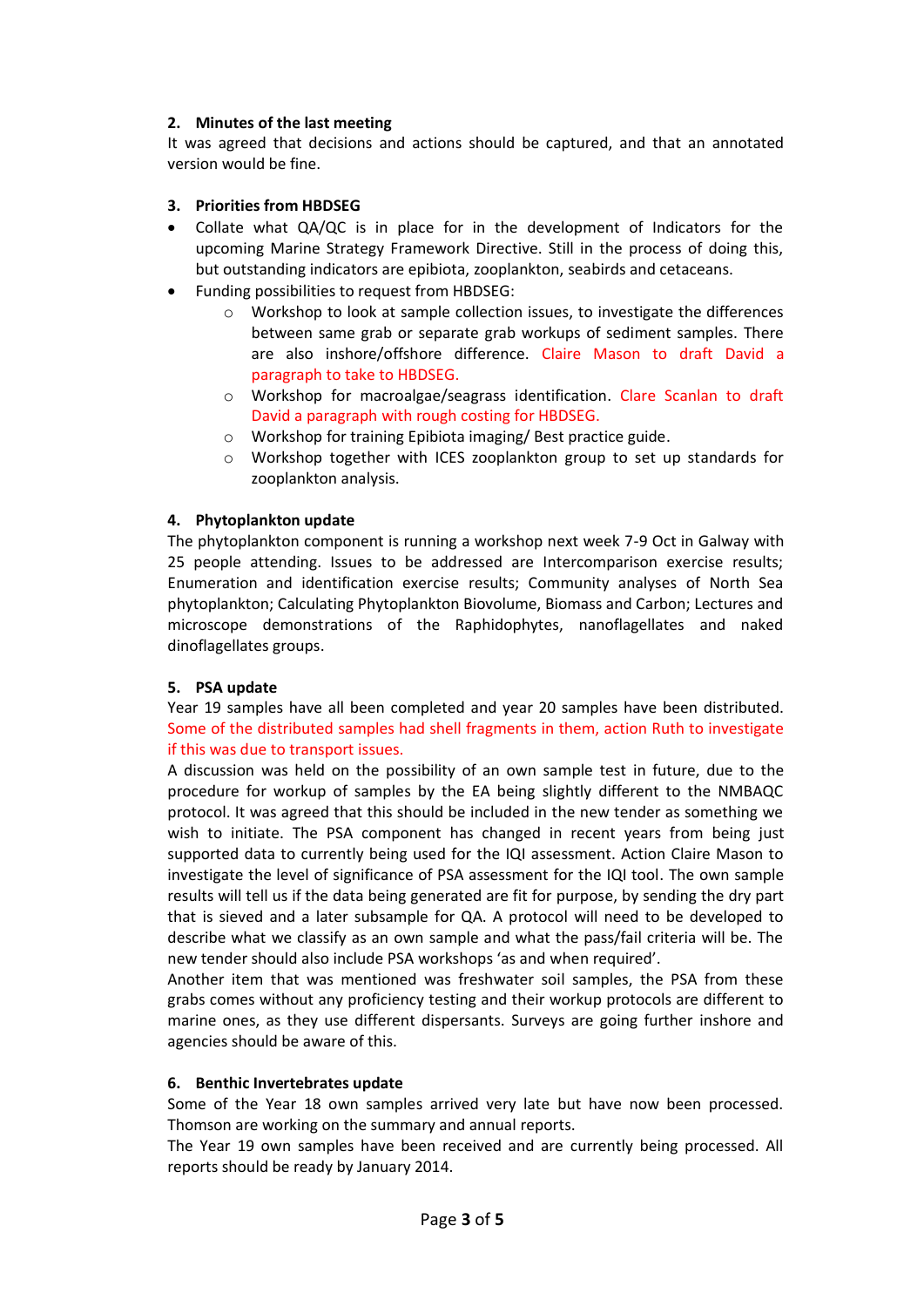## 2. Minutes of the last meeting

It was agreed that decisions and actions should be captured, and that an annotated version would be fine.

## 3. Priorities from HBDSEG

- Collate what QA/QC is in place for in the development of Indicators for the upcoming Marine Strategy Framework Directive. Still in the process of doing this, but outstanding indicators are epibiota, zooplankton, seabirds and cetaceans.
- Funding possibilities to request from HBDSEG:
  - Workshop to look at sample collection issues, to investigate the differences between same grab or separate grab workups of sediment samples. There are also inshore/offshore difference. Claire Mason to draft David a paragraph to take to HBDSEG.
  - Workshop for macroalgae/seagrass identification. Clare Scanlan to draft David a paragraph with rough costing for HBDSEG.
  - Workshop for training Epibiota imaging/ Best practice guide.
  - Workshop together with ICES zooplankton group to set up standards for zooplankton analysis.

## 4. Phytoplankton update

The phytoplankton component is running a workshop next week 7-9 Oct in Galway with 25 people attending. Issues to be addressed are Intercomparison exercise results; Enumeration and identification exercise results; Community analyses of North Sea phytoplankton; Calculating Phytoplankton Biovolume, Biomass and Carbon; Lectures and microscope demonstrations of the Raphidophytes, nanoflagellates and naked dinoflagellates groups.

## 5. PSA update

Year 19 samples have all been completed and year 20 samples have been distributed. Some of the distributed samples had shell fragments in them, action Ruth to investigate if this was due to transport issues.

A discussion was held on the possibility of an own sample test in future, due to the procedure for workup of samples by the EA being slightly different to the NMBAQC protocol. It was agreed that this should be included in the new tender as something we wish to initiate. The PSA component has changed in recent years from being just supported data to currently being used for the IQI assessment. Action Claire Mason to investigate the level of significance of PSA assessment for the IQI tool. The own sample results will tell us if the data being generated are fit for purpose, by sending the dry part that is sieved and a later subsample for QA. A protocol will need to be developed to describe what we classify as an own sample and what the pass/fail criteria will be. The new tender should also include PSA workshops 'as and when required'.

Another item that was mentioned was freshwater soil samples, the PSA from these grabs comes without any proficiency testing and their workup protocols are different to marine ones, as they use different dispersants. Surveys are going further inshore and agencies should be aware of this.

## 6. Benthic Invertebrates update

Some of the Year 18 own samples arrived very late but have now been processed. Thomson are working on the summary and annual reports.

The Year 19 own samples have been received and are currently being processed. All reports should be ready by January 2014.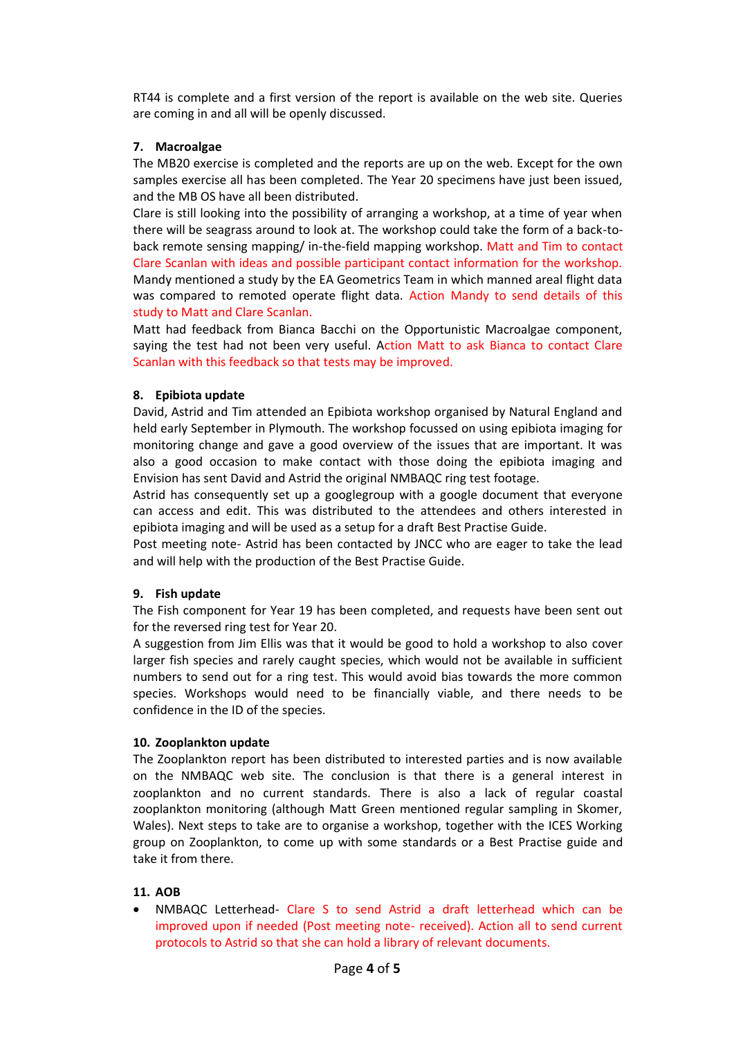RT44 is complete and a first version of the report is available on the web site. Queries are coming in and all will be openly discussed.

## 7. Macroalgae

The MB20 exercise is completed and the reports are up on the web. Except for the own samples exercise all has been completed. The Year 20 specimens have just been issued, and the MB OS have all been distributed.

Clare is still looking into the possibility of arranging a workshop, at a time of year when there will be seagrass around to look at. The workshop could take the form of a back-to-back remote sensing mapping/ in-the-field mapping workshop. Matt and Tim to contact Clare Scanlan with ideas and possible participant contact information for the workshop.

Mandy mentioned a study by the EA Geometrics Team in which manned areal flight data was compared to remoted operate flight data. Action Mandy to send details of this study to Matt and Clare Scanlan.

Matt had feedback from Bianca Bacchi on the Opportunistic Macroalgae component, saying the test had not been very useful. Action Matt to ask Bianca to contact Clare Scanlan with this feedback so that tests may be improved.

## 8. Epibiota update

David, Astrid and Tim attended an Epibiota workshop organised by Natural England and held early September in Plymouth. The workshop focussed on using epibiota imaging for monitoring change and gave a good overview of the issues that are important. It was also a good occasion to make contact with those doing the epibiota imaging and Envision has sent David and Astrid the original NMBAQC ring test footage.

Astrid has consequently set up a googlegroup with a google document that everyone can access and edit. This was distributed to the attendees and others interested in epibiota imaging and will be used as a setup for a draft Best Practise Guide.

Post meeting note- Astrid has been contacted by JNCC who are eager to take the lead and will help with the production of the Best Practise Guide.

## 9. Fish update

The Fish component for Year 19 has been completed, and requests have been sent out for the reversed ring test for Year 20.

A suggestion from Jim Ellis was that it would be good to hold a workshop to also cover larger fish species and rarely caught species, which would not be available in sufficient numbers to send out for a ring test. This would avoid bias towards the more common species. Workshops would need to be financially viable, and there needs to be confidence in the ID of the species.

## 10. Zooplankton update

The Zooplankton report has been distributed to interested parties and is now available on the NMBAQC web site. The conclusion is that there is a general interest in zooplankton and no current standards. There is also a lack of regular coastal zooplankton monitoring (although Matt Green mentioned regular sampling in Skomer, Wales). Next steps to take are to organise a workshop, together with the ICES Working group on Zooplankton, to come up with some standards or a Best Practise guide and take it from there.

## 11. AOB

- NMBAQC Letterhead- Clare S to send Astrid a draft letterhead which can be improved upon if needed (Post meeting note- received). Action all to send current protocols to Astrid so that she can hold a library of relevant documents.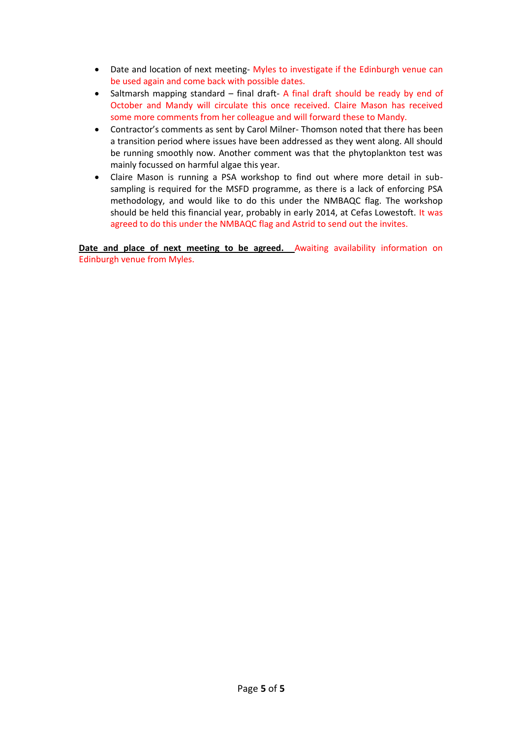- Date and location of next meeting- Myles to investigate if the Edinburgh venue can be used again and come back with possible dates.
- Saltmarsh mapping standard – final draft- A final draft should be ready by end of October and Mandy will circulate this once received. Claire Mason has received some more comments from her colleague and will forward these to Mandy.
- Contractor's comments as sent by Carol Milner- Thomson noted that there has been a transition period where issues have been addressed as they went along. All should be running smoothly now. Another comment was that the phytoplankton test was mainly focussed on harmful algae this year.
- Claire Mason is running a PSA workshop to find out where more detail in sub-sampling is required for the MSFD programme, as there is a lack of enforcing PSA methodology, and would like to do this under the NMBAQC flag. The workshop should be held this financial year, probably in early 2014, at Cefas Lowestoft. It was agreed to do this under the NMBAQC flag and Astrid to send out the invites.

**Date and place of next meeting to be agreed.** Awaiting availability information on Edinburgh venue from Myles.